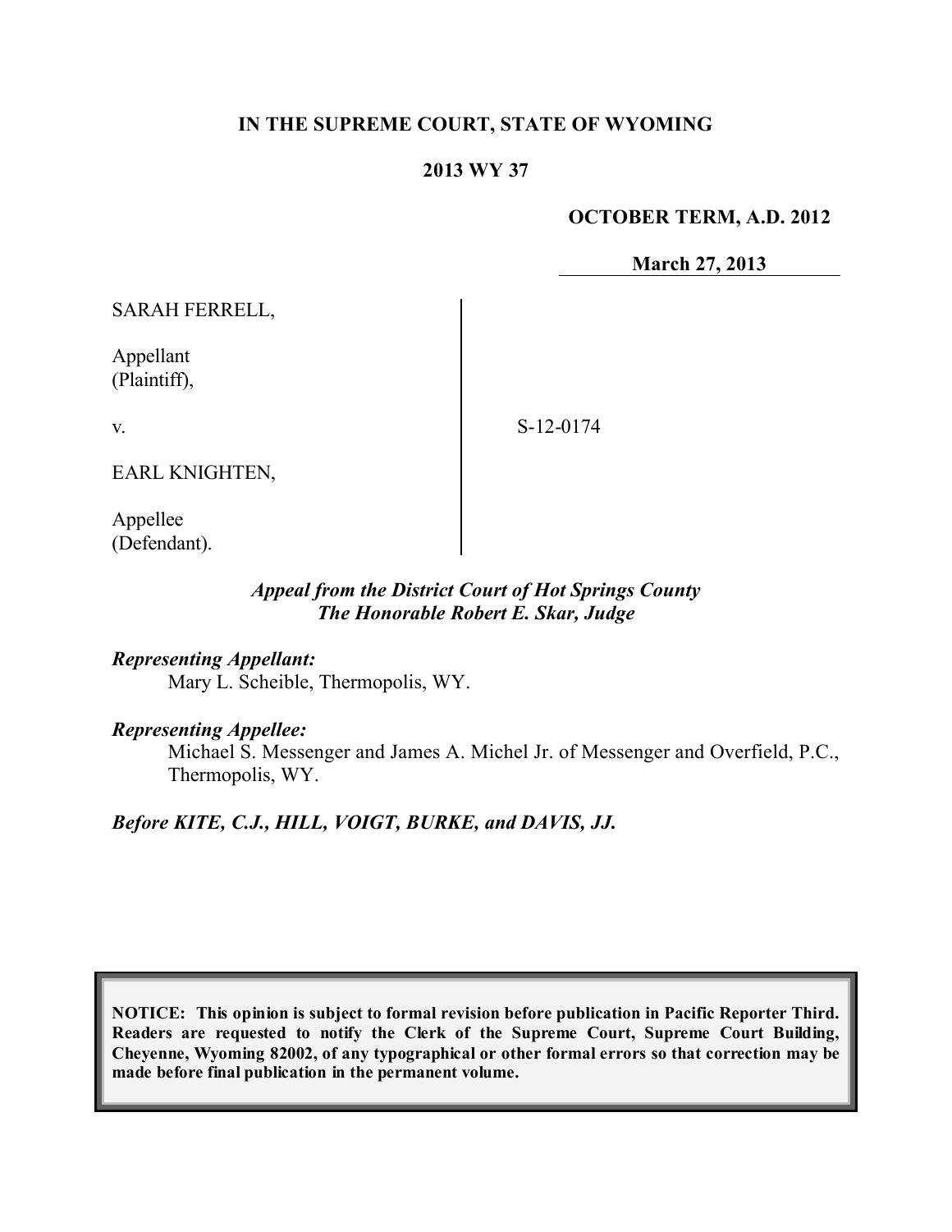**IN THE SUPREME COURT, STATE OF WYOMING**

**2013 WY 37**

**OCTOBER TERM, A.D. 2012**

**March 27, 2013**

SARAH FERRELL,

Appellant
(Plaintiff),

v.

EARL KNIGHTEN,

Appellee
(Defendant).

S-12-0174

***Appeal from the District Court of Hot Springs County***
***The Honorable Robert E. Skar, Judge***

***Representing Appellant:***
Mary L. Scheible, Thermopolis, WY.

***Representing Appellee:***
Michael S. Messenger and James A. Michel Jr. of Messenger and Overfield, P.C., Thermopolis, WY.

***Before KITE, C.J., HILL, VOIGT, BURKE, and DAVIS, JJ.***

**NOTICE: This opinion is subject to formal revision before publication in Pacific Reporter Third. Readers are requested to notify the Clerk of the Supreme Court, Supreme Court Building, Cheyenne, Wyoming 82002, of any typographical or other formal errors so that correction may be made before final publication in the permanent volume.**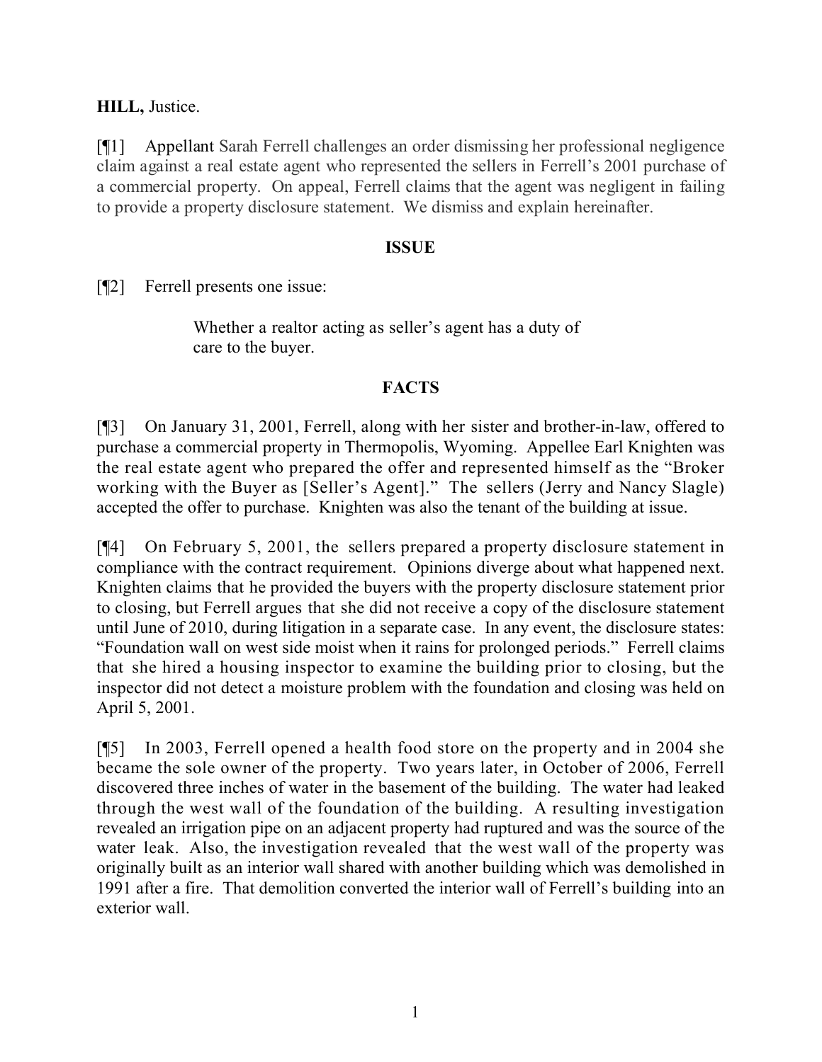**HILL,** Justice.

[¶1] Appellant Sarah Ferrell challenges an order dismissing her professional negligence claim against a real estate agent who represented the sellers in Ferrell's 2001 purchase of a commercial property. On appeal, Ferrell claims that the agent was negligent in failing to provide a property disclosure statement. We dismiss and explain hereinafter.

## ISSUE

[¶2] Ferrell presents one issue:

> Whether a realtor acting as seller's agent has a duty of care to the buyer.

## FACTS

[¶3] On January 31, 2001, Ferrell, along with her sister and brother-in-law, offered to purchase a commercial property in Thermopolis, Wyoming. Appellee Earl Knighten was the real estate agent who prepared the offer and represented himself as the "Broker working with the Buyer as [Seller's Agent]." The sellers (Jerry and Nancy Slagle) accepted the offer to purchase. Knighten was also the tenant of the building at issue.

[¶4] On February 5, 2001, the sellers prepared a property disclosure statement in compliance with the contract requirement. Opinions diverge about what happened next. Knighten claims that he provided the buyers with the property disclosure statement prior to closing, but Ferrell argues that she did not receive a copy of the disclosure statement until June of 2010, during litigation in a separate case. In any event, the disclosure states: "Foundation wall on west side moist when it rains for prolonged periods." Ferrell claims that she hired a housing inspector to examine the building prior to closing, but the inspector did not detect a moisture problem with the foundation and closing was held on April 5, 2001.

[¶5] In 2003, Ferrell opened a health food store on the property and in 2004 she became the sole owner of the property. Two years later, in October of 2006, Ferrell discovered three inches of water in the basement of the building. The water had leaked through the west wall of the foundation of the building. A resulting investigation revealed an irrigation pipe on an adjacent property had ruptured and was the source of the water leak. Also, the investigation revealed that the west wall of the property was originally built as an interior wall shared with another building which was demolished in 1991 after a fire. That demolition converted the interior wall of Ferrell's building into an exterior wall.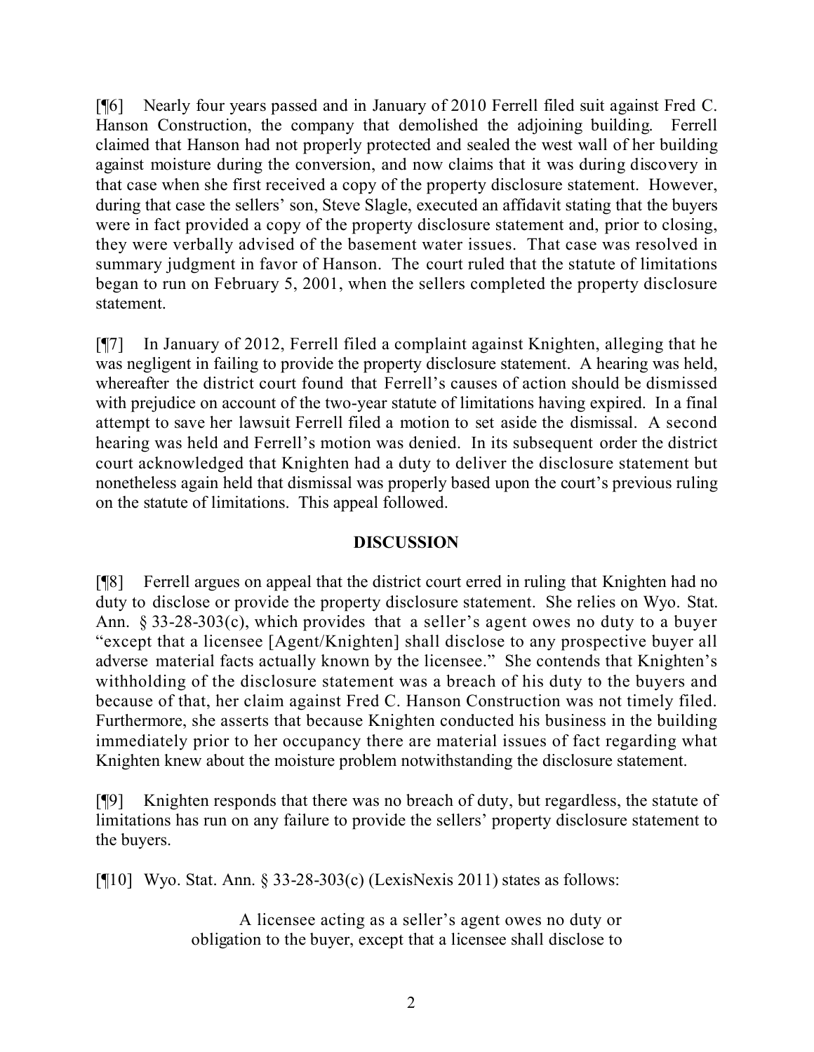[¶6] Nearly four years passed and in January of 2010 Ferrell filed suit against Fred C. Hanson Construction, the company that demolished the adjoining building. Ferrell claimed that Hanson had not properly protected and sealed the west wall of her building against moisture during the conversion, and now claims that it was during discovery in that case when she first received a copy of the property disclosure statement. However, during that case the sellers' son, Steve Slagle, executed an affidavit stating that the buyers were in fact provided a copy of the property disclosure statement and, prior to closing, they were verbally advised of the basement water issues. That case was resolved in summary judgment in favor of Hanson. The court ruled that the statute of limitations began to run on February 5, 2001, when the sellers completed the property disclosure statement.

[¶7] In January of 2012, Ferrell filed a complaint against Knighten, alleging that he was negligent in failing to provide the property disclosure statement. A hearing was held, whereafter the district court found that Ferrell's causes of action should be dismissed with prejudice on account of the two-year statute of limitations having expired. In a final attempt to save her lawsuit Ferrell filed a motion to set aside the dismissal. A second hearing was held and Ferrell's motion was denied. In its subsequent order the district court acknowledged that Knighten had a duty to deliver the disclosure statement but nonetheless again held that dismissal was properly based upon the court's previous ruling on the statute of limitations. This appeal followed.

## DISCUSSION

[¶8] Ferrell argues on appeal that the district court erred in ruling that Knighten had no duty to disclose or provide the property disclosure statement. She relies on Wyo. Stat. Ann. § 33-28-303(c), which provides that a seller's agent owes no duty to a buyer "except that a licensee [Agent/Knighten] shall disclose to any prospective buyer all adverse material facts actually known by the licensee." She contends that Knighten's withholding of the disclosure statement was a breach of his duty to the buyers and because of that, her claim against Fred C. Hanson Construction was not timely filed. Furthermore, she asserts that because Knighten conducted his business in the building immediately prior to her occupancy there are material issues of fact regarding what Knighten knew about the moisture problem notwithstanding the disclosure statement.

[¶9] Knighten responds that there was no breach of duty, but regardless, the statute of limitations has run on any failure to provide the sellers' property disclosure statement to the buyers.

[¶10] Wyo. Stat. Ann. § 33-28-303(c) (LexisNexis 2011) states as follows:

> A licensee acting as a seller's agent owes no duty or obligation to the buyer, except that a licensee shall disclose to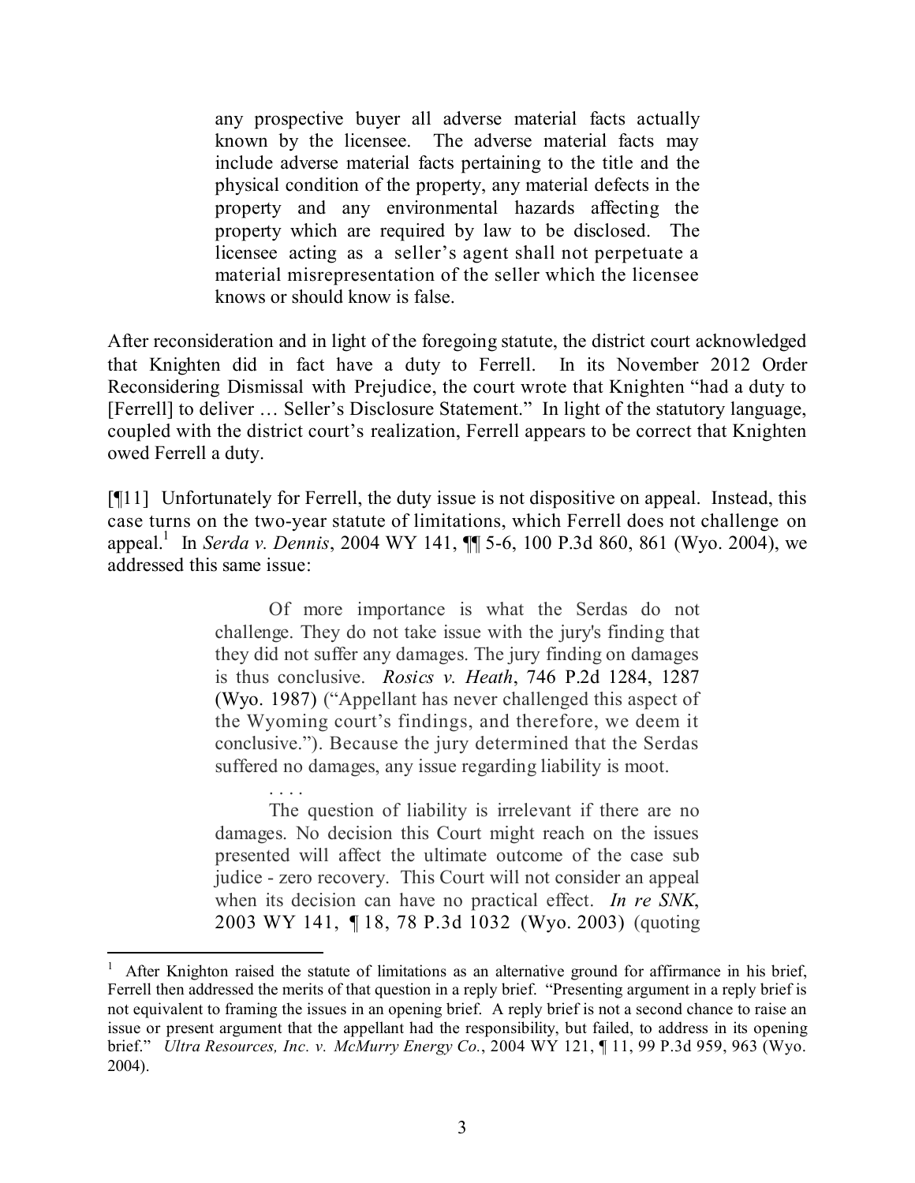> any prospective buyer all adverse material facts actually known by the licensee. The adverse material facts may include adverse material facts pertaining to the title and the physical condition of the property, any material defects in the property and any environmental hazards affecting the property which are required by law to be disclosed. The licensee acting as a seller's agent shall not perpetuate a material misrepresentation of the seller which the licensee knows or should know is false.

After reconsideration and in light of the foregoing statute, the district court acknowledged that Knighten did in fact have a duty to Ferrell. In its November 2012 Order Reconsidering Dismissal with Prejudice, the court wrote that Knighten "had a duty to [Ferrell] to deliver … Seller's Disclosure Statement." In light of the statutory language, coupled with the district court's realization, Ferrell appears to be correct that Knighten owed Ferrell a duty.

[¶11] Unfortunately for Ferrell, the duty issue is not dispositive on appeal. Instead, this case turns on the two-year statute of limitations, which Ferrell does not challenge on appeal.[1] In *Serda v. Dennis*, 2004 WY 141, ¶¶ 5-6, 100 P.3d 860, 861 (Wyo. 2004), we addressed this same issue:

> Of more importance is what the Serdas do not challenge. They do not take issue with the jury's finding that they did not suffer any damages. The jury finding on damages is thus conclusive. *Rosics v. Heath*, 746 P.2d 1284, 1287 (Wyo. 1987) ("Appellant has never challenged this aspect of the Wyoming court's findings, and therefore, we deem it conclusive."). Because the jury determined that the Serdas suffered no damages, any issue regarding liability is moot.
>
> . . . .
>
> The question of liability is irrelevant if there are no damages. No decision this Court might reach on the issues presented will affect the ultimate outcome of the case sub judice - zero recovery. This Court will not consider an appeal when its decision can have no practical effect. *In re SNK*, 2003 WY 141, ¶ 18, 78 P.3d 1032 (Wyo. 2003) (quoting

---

[1] After Knighton raised the statute of limitations as an alternative ground for affirmance in his brief, Ferrell then addressed the merits of that question in a reply brief. "Presenting argument in a reply brief is not equivalent to framing the issues in an opening brief. A reply brief is not a second chance to raise an issue or present argument that the appellant had the responsibility, but failed, to address in its opening brief." *Ultra Resources, Inc. v. McMurry Energy Co.*, 2004 WY 121, ¶ 11, 99 P.3d 959, 963 (Wyo. 2004).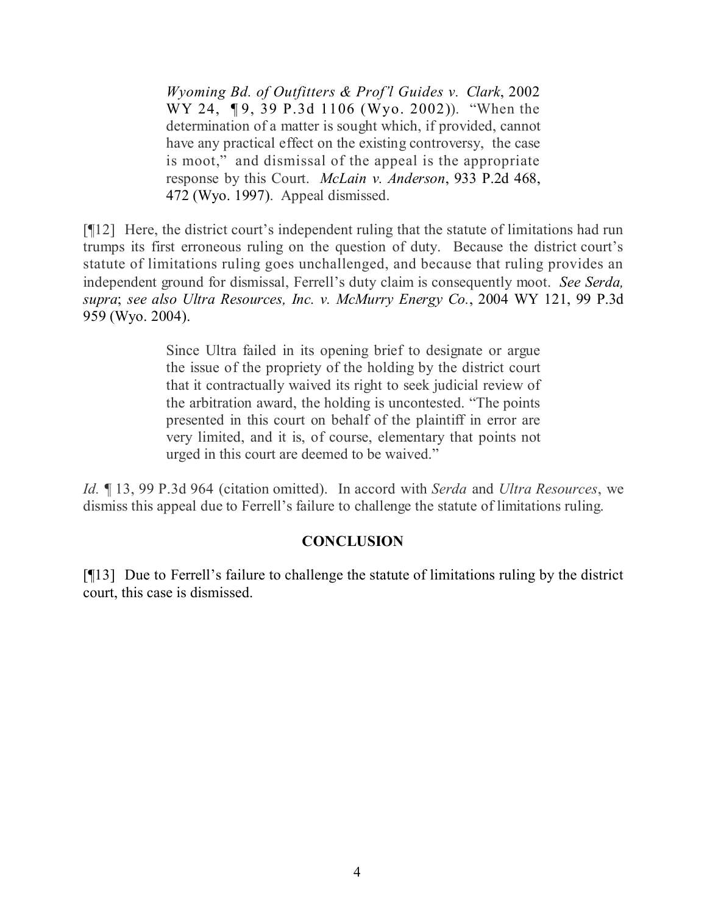> *Wyoming Bd. of Outfitters & Prof'l Guides v. Clark*, 2002 WY 24, ¶ 9, 39 P.3d 1106 (Wyo. 2002)). "When the determination of a matter is sought which, if provided, cannot have any practical effect on the existing controversy, the case is moot," and dismissal of the appeal is the appropriate response by this Court. *McLain v. Anderson*, 933 P.2d 468, 472 (Wyo. 1997). Appeal dismissed.

[¶12] Here, the district court's independent ruling that the statute of limitations had run trumps its first erroneous ruling on the question of duty. Because the district court's statute of limitations ruling goes unchallenged, and because that ruling provides an independent ground for dismissal, Ferrell's duty claim is consequently moot. *See Serda, supra*; *see also Ultra Resources, Inc. v. McMurry Energy Co.*, 2004 WY 121, 99 P.3d 959 (Wyo. 2004).

> Since Ultra failed in its opening brief to designate or argue the issue of the propriety of the holding by the district court that it contractually waived its right to seek judicial review of the arbitration award, the holding is uncontested. "The points presented in this court on behalf of the plaintiff in error are very limited, and it is, of course, elementary that points not urged in this court are deemed to be waived."

*Id.* ¶ 13, 99 P.3d 964 (citation omitted). In accord with *Serda* and *Ultra Resources*, we dismiss this appeal due to Ferrell's failure to challenge the statute of limitations ruling.

## CONCLUSION

[¶13] Due to Ferrell's failure to challenge the statute of limitations ruling by the district court, this case is dismissed.